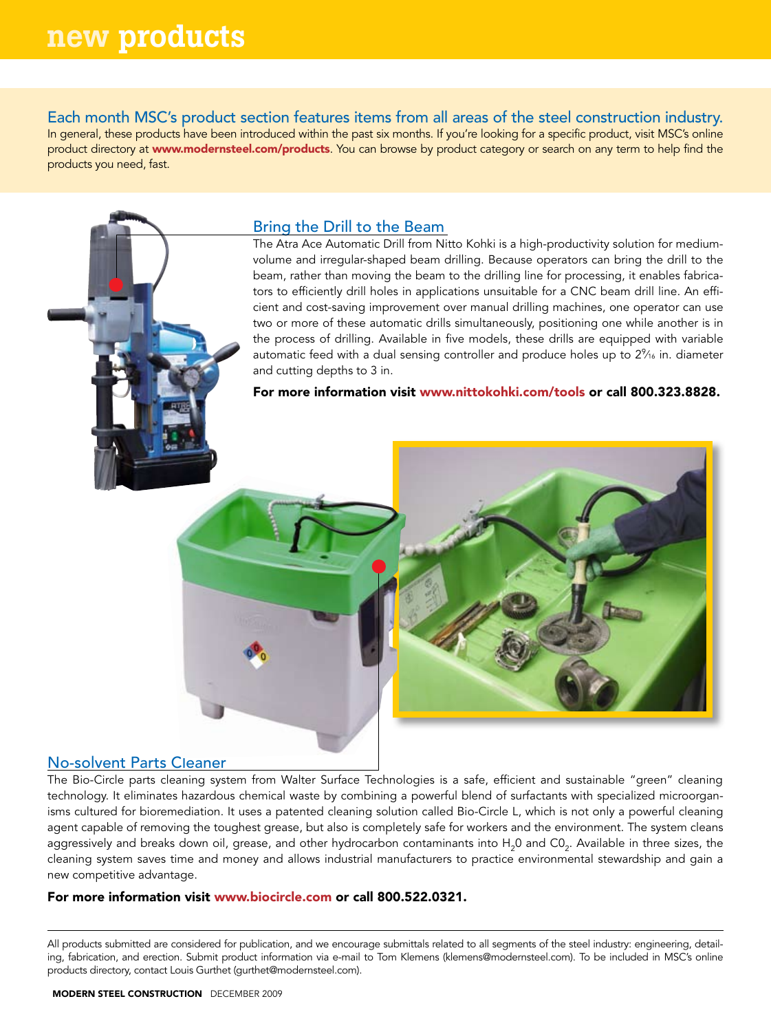# new products

## Each month MSC's product section features items from all areas of the steel construction industry.

In general, these products have been introduced within the past six months. If you're looking for a specific product, visit MSC's online product directory at **www.modernsteel.com/products**. You can browse by product category or search on any term to help find the products you need, fast.

### Bring the Drill to the Beam

The Atra Ace Automatic Drill from Nitto Kohki is a high-productivity solution for medium-volume and irregular-shaped beam drilling. Because operators can bring the drill to the beam, rather than moving the beam to the drilling line for processing, it enables fabricators to efficiently drill holes in applications unsuitable for a CNC beam drill line. An efficient and cost-saving improvement over manual drilling machines, one operator can use two or more of these automatic drills simultaneously, positioning one while another is in the process of drilling. Available in five models, these drills are equipped with variable automatic feed with a dual sensing controller and produce holes up to 2⁹⁄₁₆ in. diameter and cutting depths to 3 in.

**For more information visit www.nittokohki.com/tools or call 800.323.8828.**

### No-solvent Parts Cleaner

The Bio-Circle parts cleaning system from Walter Surface Technologies is a safe, efficient and sustainable "green" cleaning technology. It eliminates hazardous chemical waste by combining a powerful blend of surfactants with specialized microorganisms cultured for bioremediation. It uses a patented cleaning solution called Bio-Circle L, which is not only a powerful cleaning agent capable of removing the toughest grease, but also is completely safe for workers and the environment. The system cleans aggressively and breaks down oil, grease, and other hydrocarbon contaminants into $H_20$ and $C0_2$. Available in three sizes, the cleaning system saves time and money and allows industrial manufacturers to practice environmental stewardship and gain a new competitive advantage.

**For more information visit www.biocircle.com or call 800.522.0321.**

---

All products submitted are considered for publication, and we encourage submittals related to all segments of the steel industry: engineering, detailing, fabrication, and erection. Submit product information via e-mail to Tom Klemens (klemens@modernsteel.com). To be included in MSC's online products directory, contact Louis Gurthet (gurthet@modernsteel.com).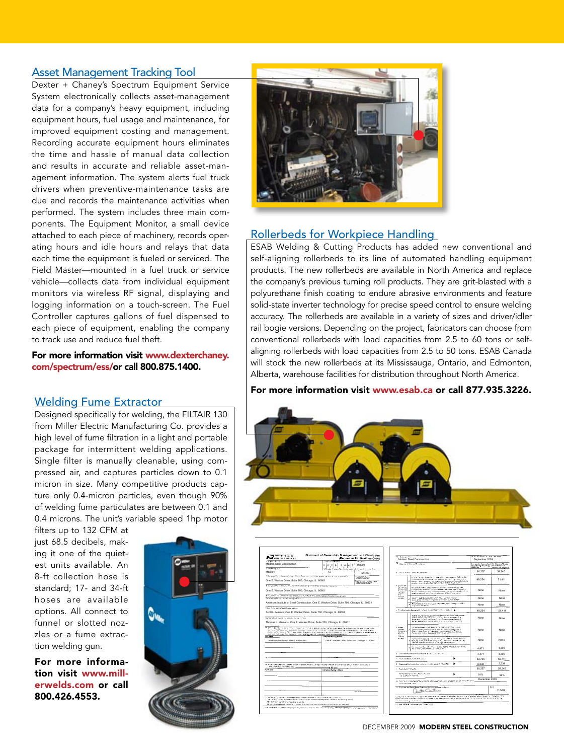## Asset Management Tracking Tool

Dexter + Chaney's Spectrum Equipment Service System electronically collects asset-management data for a company's heavy equipment, including equipment hours, fuel usage and maintenance, for improved equipment costing and management. Recording accurate equipment hours eliminates the time and hassle of manual data collection and results in accurate and reliable asset-management information. The system alerts fuel truck drivers when preventive-maintenance tasks are due and records the maintenance activities when performed. The system includes three main components. The Equipment Monitor, a small device attached to each piece of machinery, records operating hours and idle hours and relays that data each time the equipment is fueled or serviced. The Field Master—mounted in a fuel truck or service vehicle—collects data from individual equipment monitors via wireless RF signal, displaying and logging information on a touch-screen. The Fuel Controller captures gallons of fuel dispensed to each piece of equipment, enabling the company to track use and reduce fuel theft.

**For more information visit www.dexterchaney.com/spectrum/ess/ or call 800.875.1400.**

## Welding Fume Extractor

Designed specifically for welding, the FILTAIR 130 from Miller Electric Manufacturing Co. provides a high level of fume filtration in a light and portable package for intermittent welding applications. Single filter is manually cleanable, using compressed air, and captures particles down to 0.1 micron in size. Many competitive products capture only 0.4-micron particles, even though 90% of welding fume particulates are between 0.1 and 0.4 microns. The unit's variable speed 1hp motor filters up to 132 CFM at just 68.5 decibels, making it one of the quietest units available. An 8-ft collection hose is standard; 17- and 34-ft hoses are available options. All connect to funnel or slotted nozzles or a fume extraction welding gun.

**For more information visit www.millerwelds.com or call 800.426.4553.**

## Rollerbeds for Workpiece Handling

ESAB Welding & Cutting Products has added new conventional and self-aligning rollerbeds to its line of automated handling equipment products. The new rollerbeds are available in North America and replace the company's previous turning roll products. They are grit-blasted with a polyurethane finish coating to endure abrasive environments and feature solid-state inverter technology for precise speed control to ensure welding accuracy. The rollerbeds are available in a variety of sizes and driver/idler rail bogie versions. Depending on the project, fabricators can choose from conventional rollerbeds with load capacities from 2.5 to 60 tons or self-aligning rollerbeds with load capacities from 2.5 to 50 tons. ESAB Canada will stock the new rollerbeds at its Mississauga, Ontario, and Edmonton, Alberta, warehouse facilities for distribution throughout North America.

**For more information visit www.esab.ca or call 877.935.3226.**